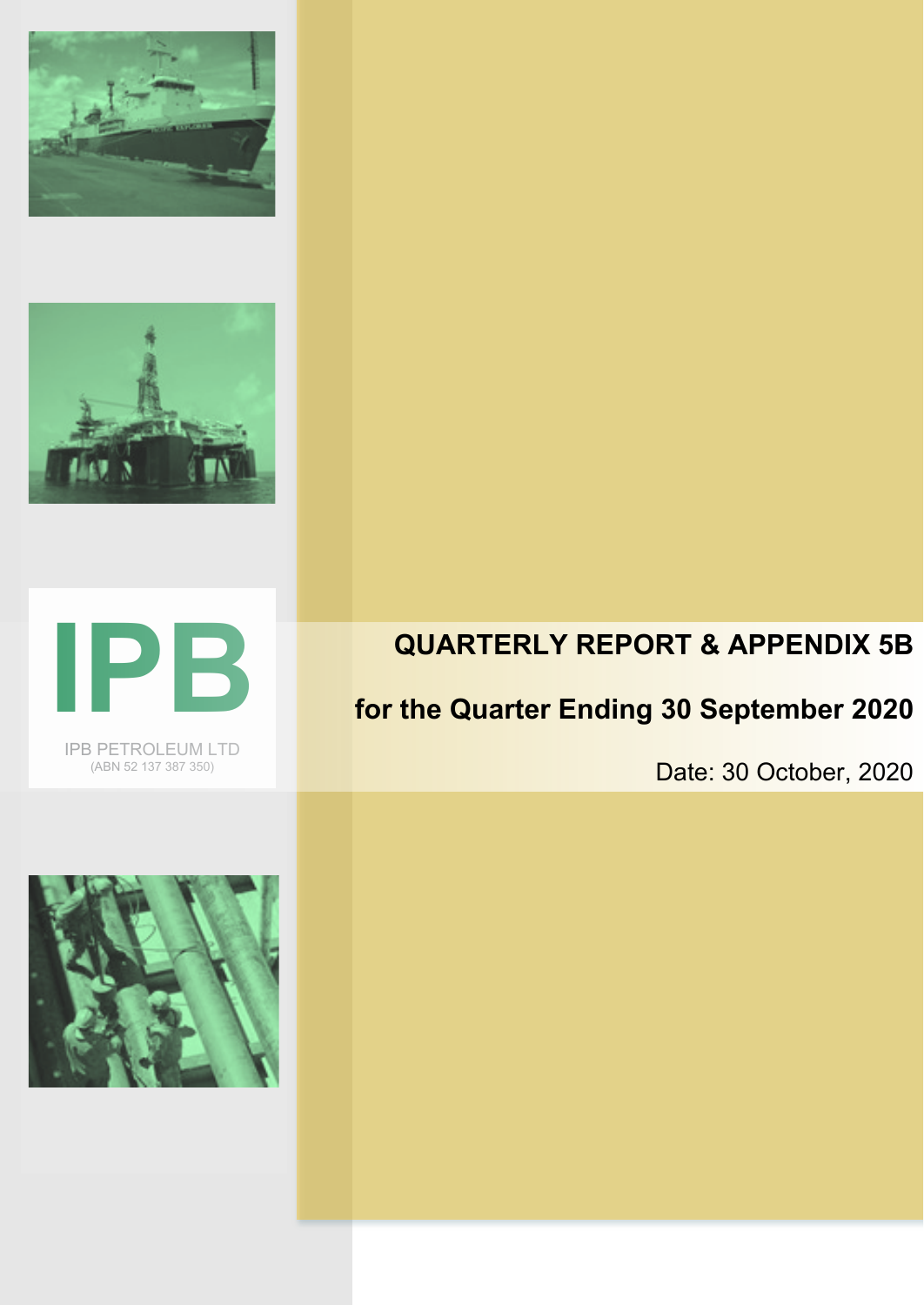IPB

IPB PETROLEUM LTD
(ABN 52 137 387 350)

# QUARTERLY REPORT & APPENDIX 5B

## for the Quarter Ending 30 September 2020

Date: 30 October, 2020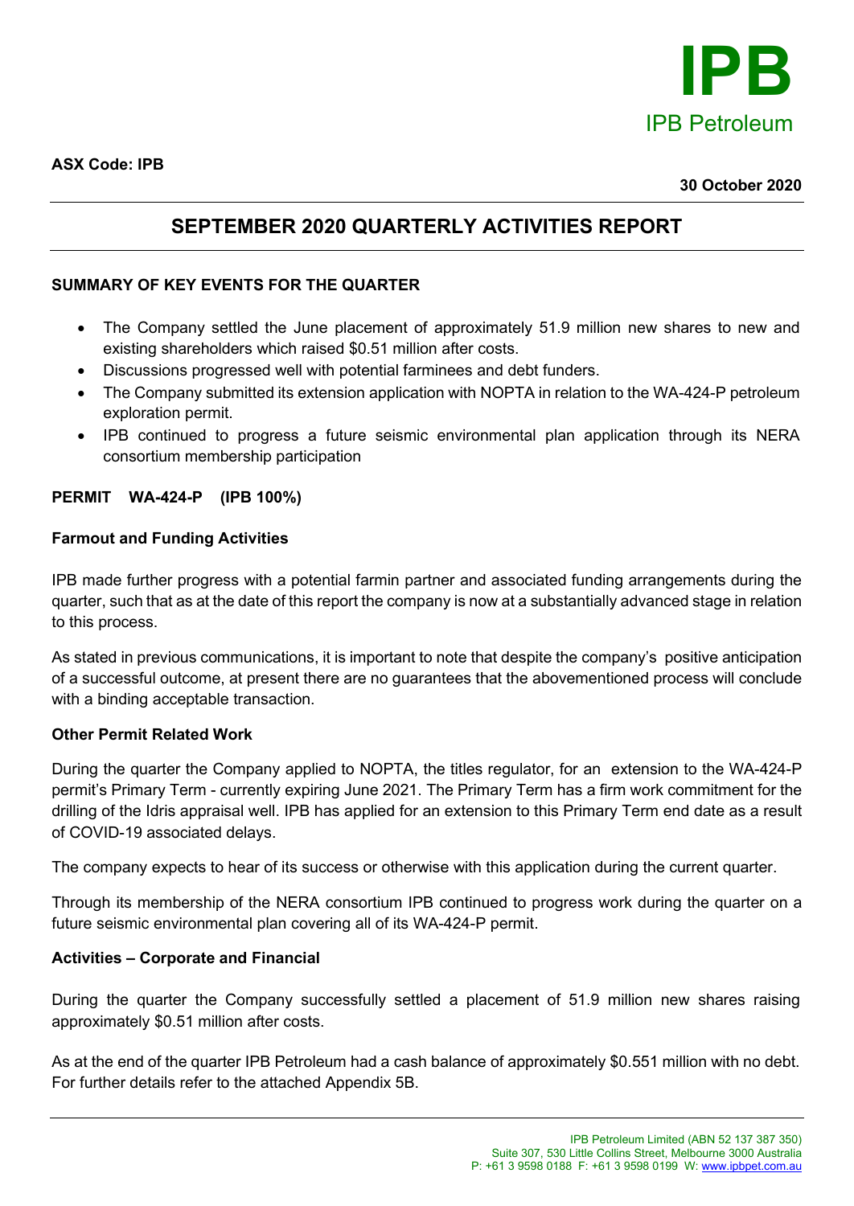**ASX Code: IPB**

**30 October 2020**

# SEPTEMBER 2020 QUARTERLY ACTIVITIES REPORT

## SUMMARY OF KEY EVENTS FOR THE QUARTER

- The Company settled the June placement of approximately 51.9 million new shares to new and existing shareholders which raised $0.51 million after costs.
- Discussions progressed well with potential farminees and debt funders.
- The Company submitted its extension application with NOPTA in relation to the WA-424-P petroleum exploration permit.
- IPB continued to progress a future seismic environmental plan application through its NERA consortium membership participation

## PERMIT WA-424-P (IPB 100%)

### Farmout and Funding Activities

IPB made further progress with a potential farmin partner and associated funding arrangements during the quarter, such that as at the date of this report the company is now at a substantially advanced stage in relation to this process.

As stated in previous communications, it is important to note that despite the company's positive anticipation of a successful outcome, at present there are no guarantees that the abovementioned process will conclude with a binding acceptable transaction.

### Other Permit Related Work

During the quarter the Company applied to NOPTA, the titles regulator, for an extension to the WA-424-P permit's Primary Term - currently expiring June 2021. The Primary Term has a firm work commitment for the drilling of the Idris appraisal well. IPB has applied for an extension to this Primary Term end date as a result of COVID-19 associated delays.

The company expects to hear of its success or otherwise with this application during the current quarter.

Through its membership of the NERA consortium IPB continued to progress work during the quarter on a future seismic environmental plan covering all of its WA-424-P permit.

### Activities – Corporate and Financial

During the quarter the Company successfully settled a placement of 51.9 million new shares raising approximately $0.51 million after costs.

As at the end of the quarter IPB Petroleum had a cash balance of approximately $0.551 million with no debt. For further details refer to the attached Appendix 5B.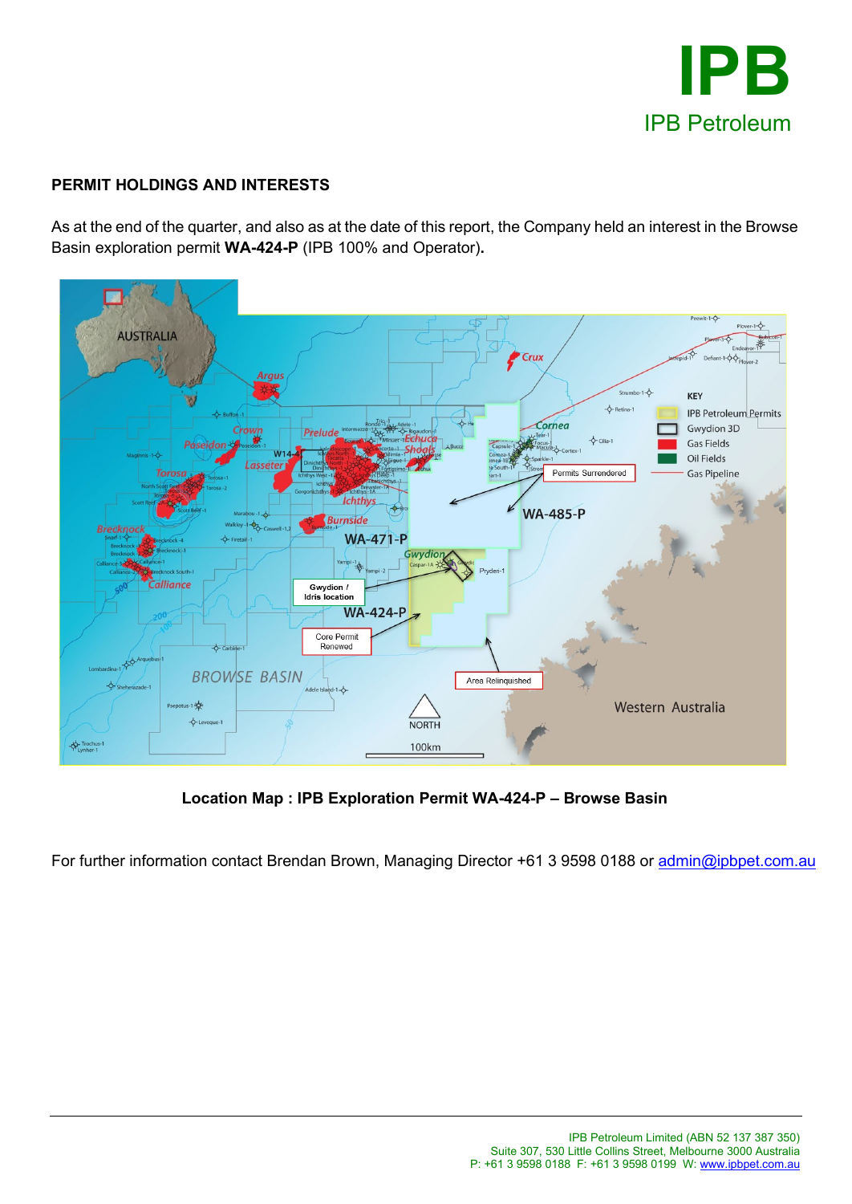## PERMIT HOLDINGS AND INTERESTS

As at the end of the quarter, and also as at the date of this report, the Company held an interest in the Browse Basin exploration permit **WA-424-P** (IPB 100% and Operator)**.**

Location Map : IPB Exploration Permit WA-424-P – Browse Basin

For further information contact Brendan Brown, Managing Director +61 3 9598 0188 or admin@ipbpet.com.au

IPB Petroleum Limited (ABN 52 137 387 350)
Suite 307, 530 Little Collins Street, Melbourne 3000 Australia
P: +61 3 9598 0188 F: +61 3 9598 0199 W: www.ipbpet.com.au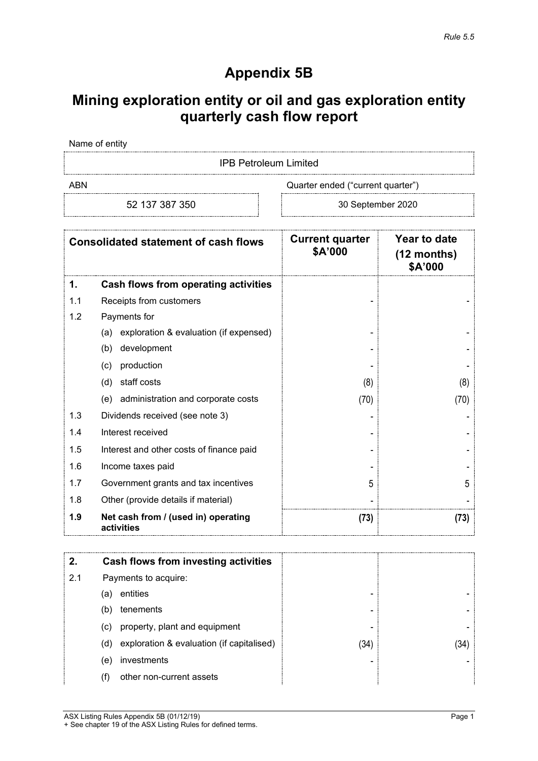*Rule 5.5*

# Appendix 5B

# Mining exploration entity or oil and gas exploration entity quarterly cash flow report

| Name of entity | |
|---|---|
| IPB Petroleum Limited | |

| ABN | Quarter ended ("current quarter") |
|---|---|
| 52 137 387 350 | 30 September 2020 |

| | Consolidated statement of cash flows | Current quarter $A'000 | Year to date (12 months) $A'000 |
|---|---|---|---|
| **1.** | **Cash flows from operating activities** | | |
| 1.1 | Receipts from customers | - | - |
| 1.2 | Payments for | | |
| | (a) exploration & evaluation (if expensed) | - | - |
| | (b) development | - | - |
| | (c) production | - | - |
| | (d) staff costs | (8) | (8) |
| | (e) administration and corporate costs | (70) | (70) |
| 1.3 | Dividends received (see note 3) | - | - |
| 1.4 | Interest received | - | - |
| 1.5 | Interest and other costs of finance paid | - | - |
| 1.6 | Income taxes paid | - | - |
| 1.7 | Government grants and tax incentives | 5 | 5 |
| 1.8 | Other (provide details if material) | - | - |
| **1.9** | **Net cash from / (used in) operating activities** | **(73)** | **(73)** |

| | | | |
|---|---|---|---|
| **2.** | **Cash flows from investing activities** | | |
| 2.1 | Payments to acquire: | | |
| | (a) entities | - | - |
| | (b) tenements | - | - |
| | (c) property, plant and equipment | - | - |
| | (d) exploration & evaluation (if capitalised) | (34) | (34) |
| | (e) investments | - | - |
| | (f) other non-current assets | | |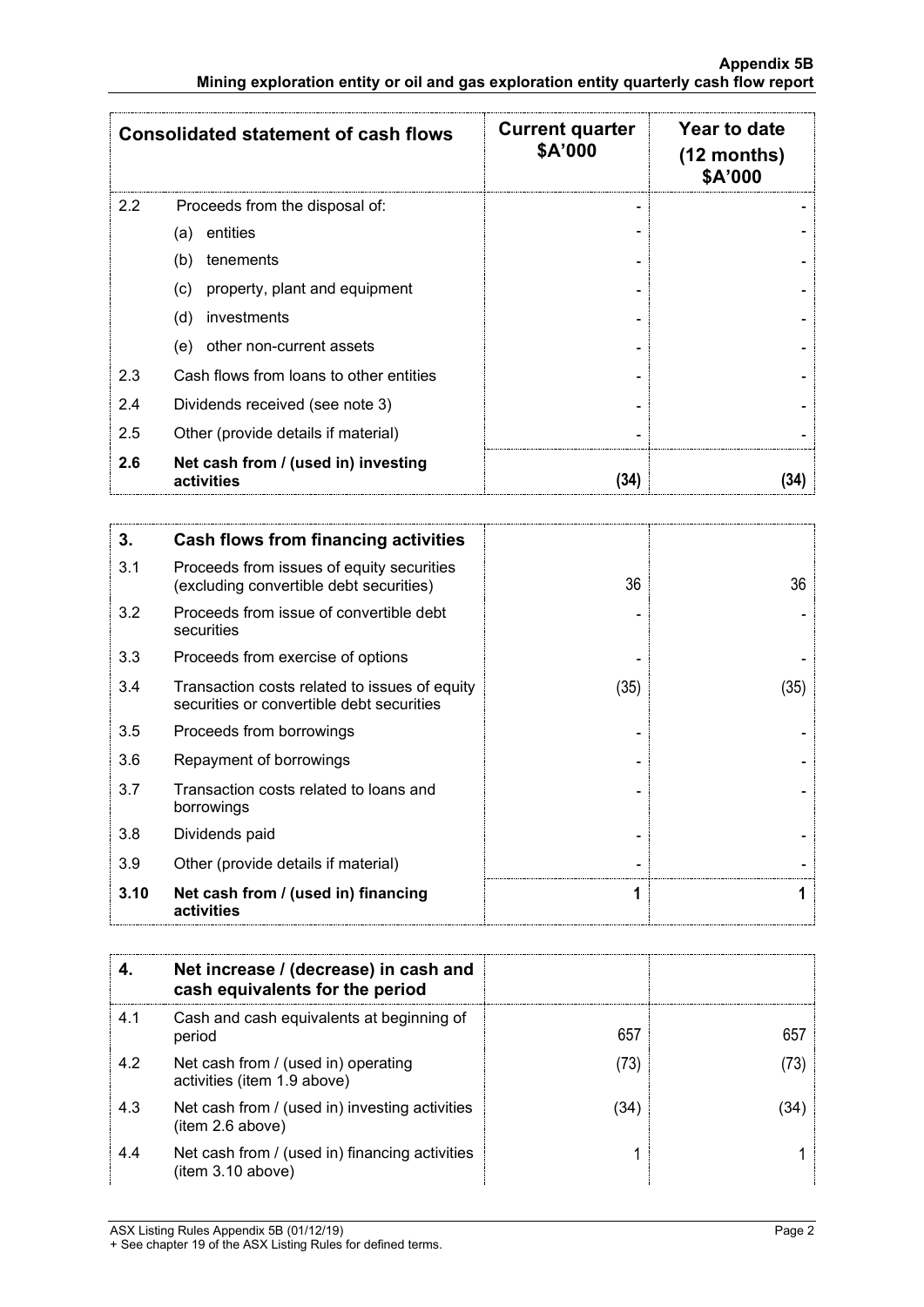| Consolidated statement of cash flows | | Current quarter $A'000 | Year to date (12 months) $A'000 |
|---|---|---|---|
| 2.2 | Proceeds from the disposal of: | - | - |
| | (a) entities | - | - |
| | (b) tenements | - | - |
| | (c) property, plant and equipment | - | - |
| | (d) investments | - | - |
| | (e) other non-current assets | - | - |
| 2.3 | Cash flows from loans to other entities | - | - |
| 2.4 | Dividends received (see note 3) | - | - |
| 2.5 | Other (provide details if material) | - | - |
| **2.6** | **Net cash from / (used in) investing activities** | **(34)** | **(34)** |

| **3.** | **Cash flows from financing activities** | | |
|---|---|---|---|
| 3.1 | Proceeds from issues of equity securities (excluding convertible debt securities) | 36 | 36 |
| 3.2 | Proceeds from issue of convertible debt securities | - | - |
| 3.3 | Proceeds from exercise of options | - | - |
| 3.4 | Transaction costs related to issues of equity securities or convertible debt securities | (35) | (35) |
| 3.5 | Proceeds from borrowings | - | - |
| 3.6 | Repayment of borrowings | - | - |
| 3.7 | Transaction costs related to loans and borrowings | - | - |
| 3.8 | Dividends paid | - | - |
| 3.9 | Other (provide details if material) | - | - |
| **3.10** | **Net cash from / (used in) financing activities** | **1** | **1** |

| **4.** | **Net increase / (decrease) in cash and cash equivalents for the period** | | |
|---|---|---|---|
| 4.1 | Cash and cash equivalents at beginning of period | 657 | 657 |
| 4.2 | Net cash from / (used in) operating activities (item 1.9 above) | (73) | (73) |
| 4.3 | Net cash from / (used in) investing activities (item 2.6 above) | (34) | (34) |
| 4.4 | Net cash from / (used in) financing activities (item 3.10 above) | 1 | 1 |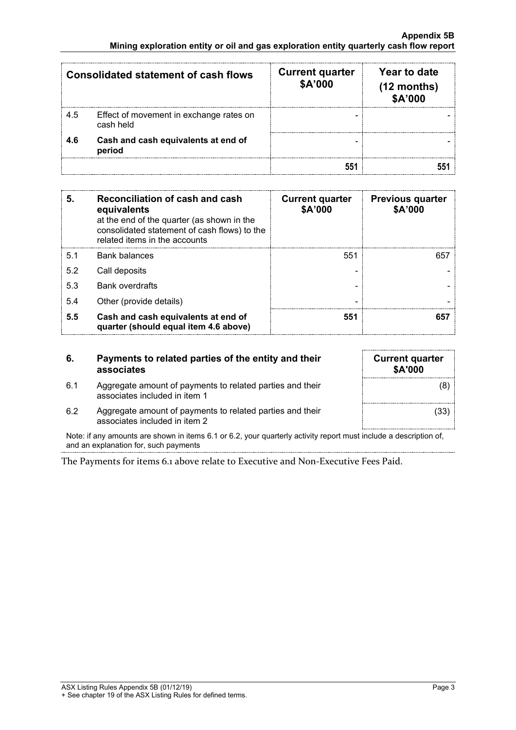| Consolidated statement of cash flows | | Current quarter $A'000 | Year to date (12 months) $A'000 |
|---|---|---|---|
| 4.5 | Effect of movement in exchange rates on cash held | - | - |
| **4.6** | **Cash and cash equivalents at end of period** | - | - |
| | | **551** | **551** |

| **5.** | **Reconciliation of cash and cash equivalents** at the end of the quarter (as shown in the consolidated statement of cash flows) to the related items in the accounts | **Current quarter $A'000** | **Previous quarter $A'000** |
|---|---|---|---|
| 5.1 | Bank balances | 551 | 657 |
| 5.2 | Call deposits | - | - |
| 5.3 | Bank overdrafts | - | - |
| 5.4 | Other (provide details) | - | - |
| **5.5** | **Cash and cash equivalents at end of quarter (should equal item 4.6 above)** | **551** | **657** |

| **6.** | **Payments to related parties of the entity and their associates** | **Current quarter $A'000** |
|---|---|---|
| 6.1 | Aggregate amount of payments to related parties and their associates included in item 1 | (8) |
| 6.2 | Aggregate amount of payments to related parties and their associates included in item 2 | (33) |

Note: if any amounts are shown in items 6.1 or 6.2, your quarterly activity report must include a description of, and an explanation for, such payments

The Payments for items 6.1 above relate to Executive and Non-Executive Fees Paid.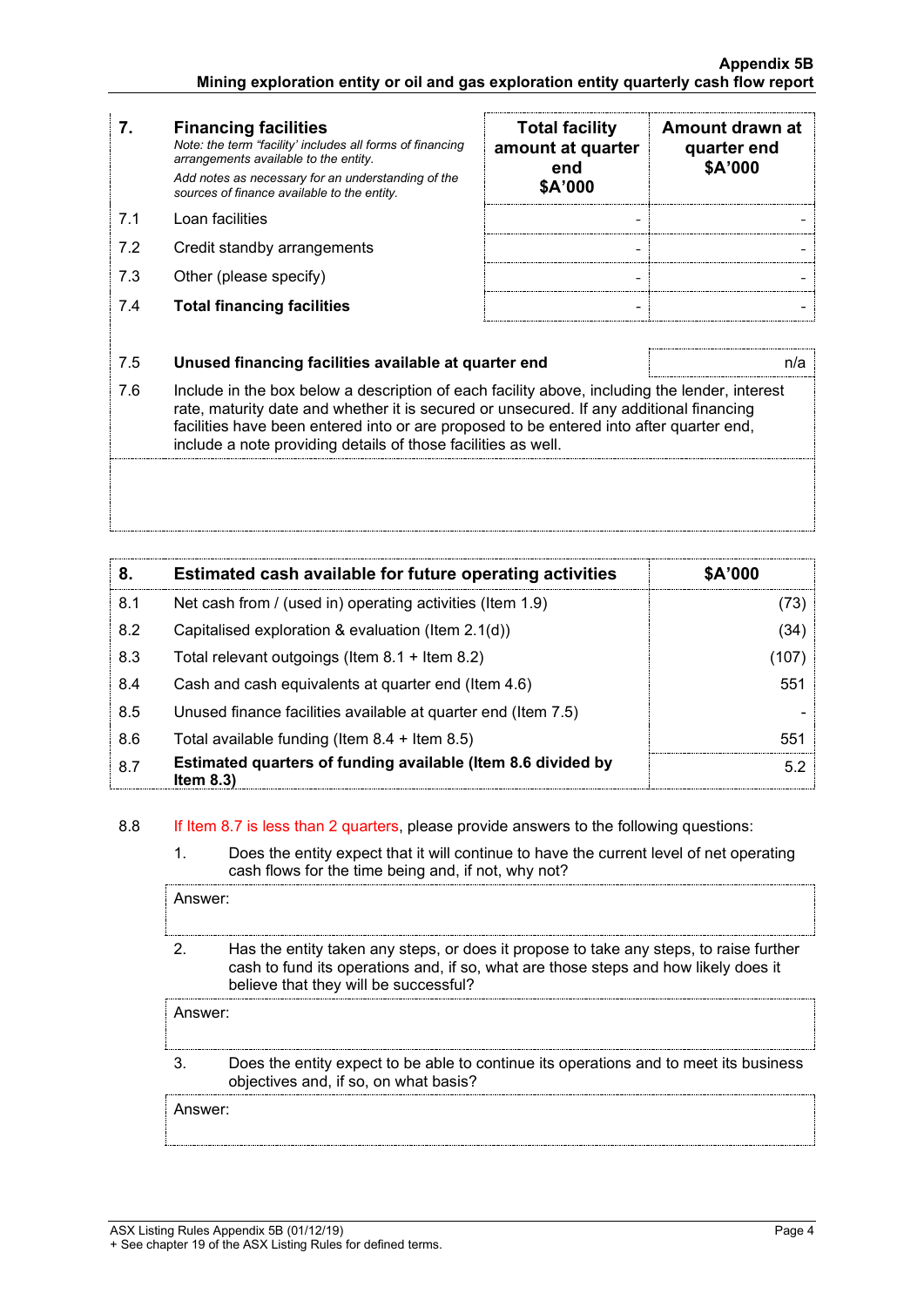| 7. | **Financing facilities**<br>*Note: the term "facility' includes all forms of financing arrangements available to the entity.*<br>*Add notes as necessary for an understanding of the sources of finance available to the entity.* | **Total facility amount at quarter end $A'000** | **Amount drawn at quarter end $A'000** |
|---|---|---|---|
| 7.1 | Loan facilities | - | - |
| 7.2 | Credit standby arrangements | - | - |
| 7.3 | Other (please specify) | - | - |
| 7.4 | **Total financing facilities** | - | - |

| | | |
|---|---|---|
| 7.5 | **Unused financing facilities available at quarter end** | n/a |

7.6 Include in the box below a description of each facility above, including the lender, interest rate, maturity date and whether it is secured or unsecured. If any additional financing facilities have been entered into or are proposed to be entered into after quarter end, include a note providing details of those facilities as well.

| 8. | **Estimated cash available for future operating activities** | **$A'000** |
|---|---|---|
| 8.1 | Net cash from / (used in) operating activities (Item 1.9) | (73) |
| 8.2 | Capitalised exploration & evaluation (Item 2.1(d)) | (34) |
| 8.3 | Total relevant outgoings (Item 8.1 + Item 8.2) | (107) |
| 8.4 | Cash and cash equivalents at quarter end (Item 4.6) | 551 |
| 8.5 | Unused finance facilities available at quarter end (Item 7.5) | - |
| 8.6 | Total available funding (Item 8.4 + Item 8.5) | 551 |
| 8.7 | **Estimated quarters of funding available (Item 8.6 divided by Item 8.3)** | 5.2 |

8.8 If Item 8.7 is less than 2 quarters, please provide answers to the following questions:

1. Does the entity expect that it will continue to have the current level of net operating cash flows for the time being and, if not, why not?

Answer:

2. Has the entity taken any steps, or does it propose to take any steps, to raise further cash to fund its operations and, if so, what are those steps and how likely does it believe that they will be successful?

Answer:

3. Does the entity expect to be able to continue its operations and to meet its business objectives and, if so, on what basis?

Answer: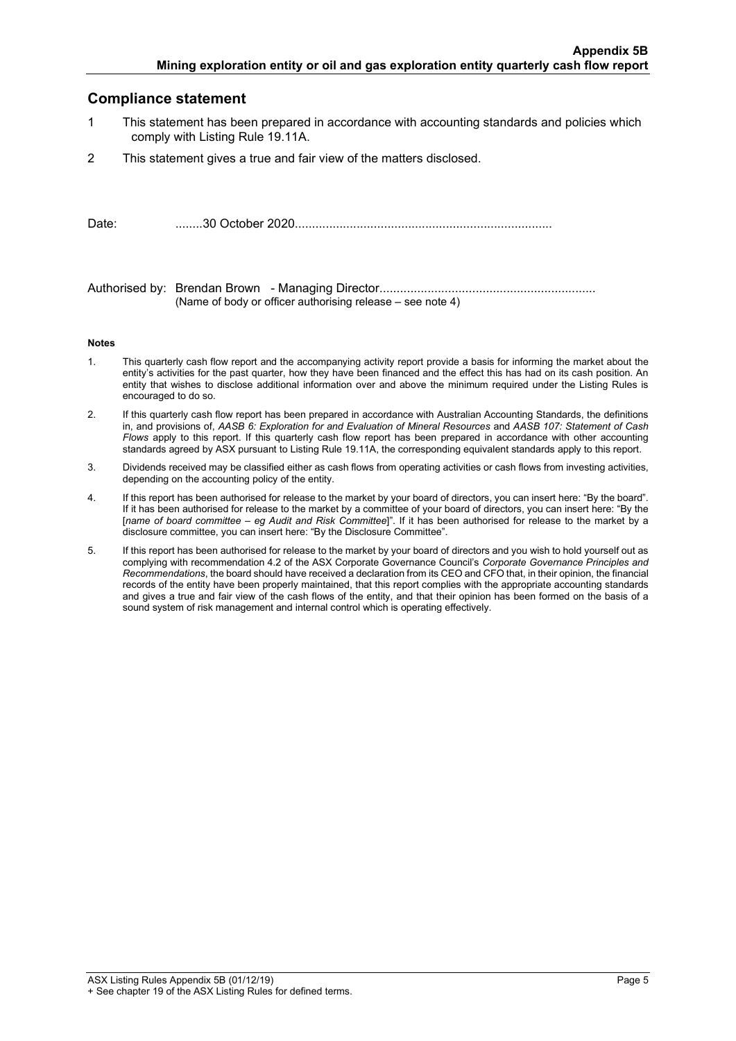## Compliance statement

1. This statement has been prepared in accordance with accounting standards and policies which comply with Listing Rule 19.11A.
2. This statement gives a true and fair view of the matters disclosed.

Date: ........30 October 2020..........................................................................

Authorised by: Brendan Brown - Managing Director..............................................................
(Name of body or officer authorising release – see note 4)

**Notes**

1. This quarterly cash flow report and the accompanying activity report provide a basis for informing the market about the entity's activities for the past quarter, how they have been financed and the effect this has had on its cash position. An entity that wishes to disclose additional information over and above the minimum required under the Listing Rules is encouraged to do so.
2. If this quarterly cash flow report has been prepared in accordance with Australian Accounting Standards, the definitions in, and provisions of, *AASB 6: Exploration for and Evaluation of Mineral Resources* and *AASB 107: Statement of Cash Flows* apply to this report. If this quarterly cash flow report has been prepared in accordance with other accounting standards agreed by ASX pursuant to Listing Rule 19.11A, the corresponding equivalent standards apply to this report.
3. Dividends received may be classified either as cash flows from operating activities or cash flows from investing activities, depending on the accounting policy of the entity.
4. If this report has been authorised for release to the market by your board of directors, you can insert here: "By the board". If it has been authorised for release to the market by a committee of your board of directors, you can insert here: "By the [*name of board committee – eg Audit and Risk Committee*]". If it has been authorised for release to the market by a disclosure committee, you can insert here: "By the Disclosure Committee".
5. If this report has been authorised for release to the market by your board of directors and you wish to hold yourself out as complying with recommendation 4.2 of the ASX Corporate Governance Council's *Corporate Governance Principles and Recommendations*, the board should have received a declaration from its CEO and CFO that, in their opinion, the financial records of the entity have been properly maintained, that this report complies with the appropriate accounting standards and gives a true and fair view of the cash flows of the entity, and that their opinion has been formed on the basis of a sound system of risk management and internal control which is operating effectively.